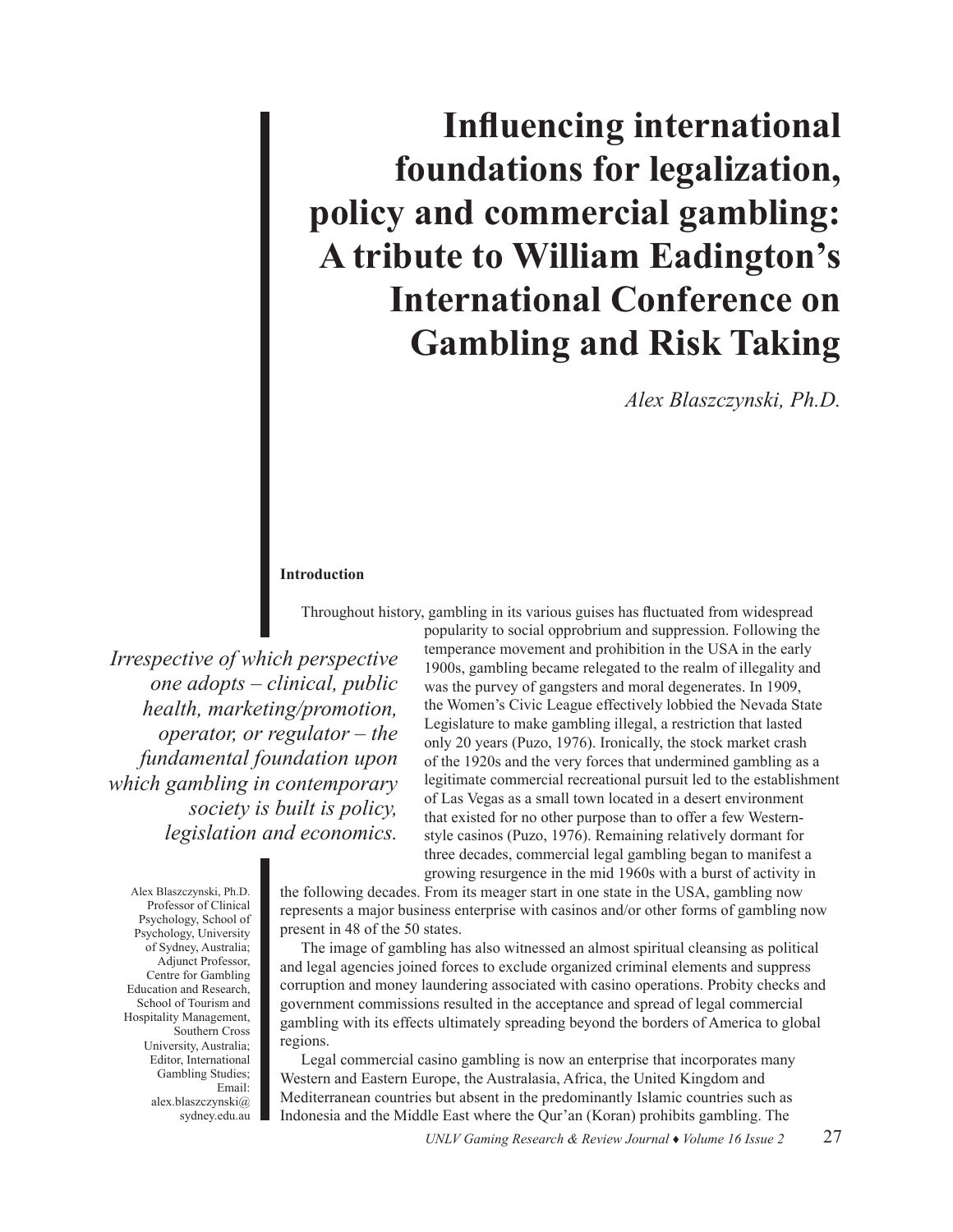# Influencing international foundations for legalization, policy and commercial gambling: A tribute to William Eadington's International Conference on Gambling and Risk Taking

*Alex Blaszczynski, Ph.D.*

Alex Blaszczynski, Ph.D. Professor of Clinical Psychology, School of Psychology, University of Sydney, Australia; Adjunct Professor, Centre for Gambling Education and Research, School of Tourism and Hospitality Management, Southern Cross University, Australia; Editor, International Gambling Studies; Email: alex.blaszczynski@sydney.edu.au

*Irrespective of which perspective one adopts – clinical, public health, marketing/promotion, operator, or regulator – the fundamental foundation upon which gambling in contemporary society is built is policy, legislation and economics.*

**Introduction**

Throughout history, gambling in its various guises has fluctuated from widespread popularity to social opprobrium and suppression. Following the temperance movement and prohibition in the USA in the early 1900s, gambling became relegated to the realm of illegality and was the purvey of gangsters and moral degenerates. In 1909, the Women's Civic League effectively lobbied the Nevada State Legislature to make gambling illegal, a restriction that lasted only 20 years (Puzo, 1976). Ironically, the stock market crash of the 1920s and the very forces that undermined gambling as a legitimate commercial recreational pursuit led to the establishment of Las Vegas as a small town located in a desert environment that existed for no other purpose than to offer a few Western-style casinos (Puzo, 1976). Remaining relatively dormant for three decades, commercial legal gambling began to manifest a growing resurgence in the mid 1960s with a burst of activity in the following decades. From its meager start in one state in the USA, gambling now represents a major business enterprise with casinos and/or other forms of gambling now present in 48 of the 50 states.

The image of gambling has also witnessed an almost spiritual cleansing as political and legal agencies joined forces to exclude organized criminal elements and suppress corruption and money laundering associated with casino operations. Probity checks and government commissions resulted in the acceptance and spread of legal commercial gambling with its effects ultimately spreading beyond the borders of America to global regions.

Legal commercial casino gambling is now an enterprise that incorporates many Western and Eastern Europe, the Australasia, Africa, the United Kingdom and Mediterranean countries but absent in the predominantly Islamic countries such as Indonesia and the Middle East where the Qur'an (Koran) prohibits gambling. The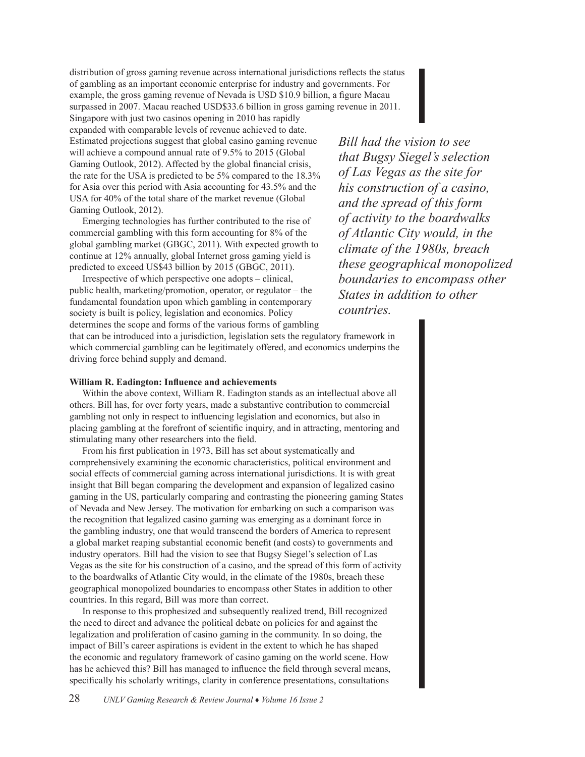distribution of gross gaming revenue across international jurisdictions reflects the status of gambling as an important economic enterprise for industry and governments. For example, the gross gaming revenue of Nevada is USD $10.9 billion, a figure Macau surpassed in 2007. Macau reached USD$33.6 billion in gross gaming revenue in 2011. Singapore with just two casinos opening in 2010 has rapidly expanded with comparable levels of revenue achieved to date. Estimated projections suggest that global casino gaming revenue will achieve a compound annual rate of 9.5% to 2015 (Global Gaming Outlook, 2012). Affected by the global financial crisis, the rate for the USA is predicted to be 5% compared to the 18.3% for Asia over this period with Asia accounting for 43.5% and the USA for 40% of the total share of the market revenue (Global Gaming Outlook, 2012).

Emerging technologies has further contributed to the rise of commercial gambling with this form accounting for 8% of the global gambling market (GBGC, 2011). With expected growth to continue at 12% annually, global Internet gross gaming yield is predicted to exceed US$43 billion by 2015 (GBGC, 2011).

Irrespective of which perspective one adopts – clinical, public health, marketing/promotion, operator, or regulator – the fundamental foundation upon which gambling in contemporary society is built is policy, legislation and economics. Policy determines the scope and forms of the various forms of gambling that can be introduced into a jurisdiction, legislation sets the regulatory framework in which commercial gambling can be legitimately offered, and economics underpins the driving force behind supply and demand.

> *Bill had the vision to see that Bugsy Siegel's selection of Las Vegas as the site for his construction of a casino, and the spread of this form of activity to the boardwalks of Atlantic City would, in the climate of the 1980s, breach these geographical monopolized boundaries to encompass other States in addition to other countries.*

**William R. Eadington: Influence and achievements**

Within the above context, William R. Eadington stands as an intellectual above all others. Bill has, for over forty years, made a substantive contribution to commercial gambling not only in respect to influencing legislation and economics, but also in placing gambling at the forefront of scientific inquiry, and in attracting, mentoring and stimulating many other researchers into the field.

From his first publication in 1973, Bill has set about systematically and comprehensively examining the economic characteristics, political environment and social effects of commercial gaming across international jurisdictions. It is with great insight that Bill began comparing the development and expansion of legalized casino gaming in the US, particularly comparing and contrasting the pioneering gaming States of Nevada and New Jersey. The motivation for embarking on such a comparison was the recognition that legalized casino gaming was emerging as a dominant force in the gambling industry, one that would transcend the borders of America to represent a global market reaping substantial economic benefit (and costs) to governments and industry operators. Bill had the vision to see that Bugsy Siegel's selection of Las Vegas as the site for his construction of a casino, and the spread of this form of activity to the boardwalks of Atlantic City would, in the climate of the 1980s, breach these geographical monopolized boundaries to encompass other States in addition to other countries. In this regard, Bill was more than correct.

In response to this prophesized and subsequently realized trend, Bill recognized the need to direct and advance the political debate on policies for and against the legalization and proliferation of casino gaming in the community. In so doing, the impact of Bill's career aspirations is evident in the extent to which he has shaped the economic and regulatory framework of casino gaming on the world scene. How has he achieved this? Bill has managed to influence the field through several means, specifically his scholarly writings, clarity in conference presentations, consultations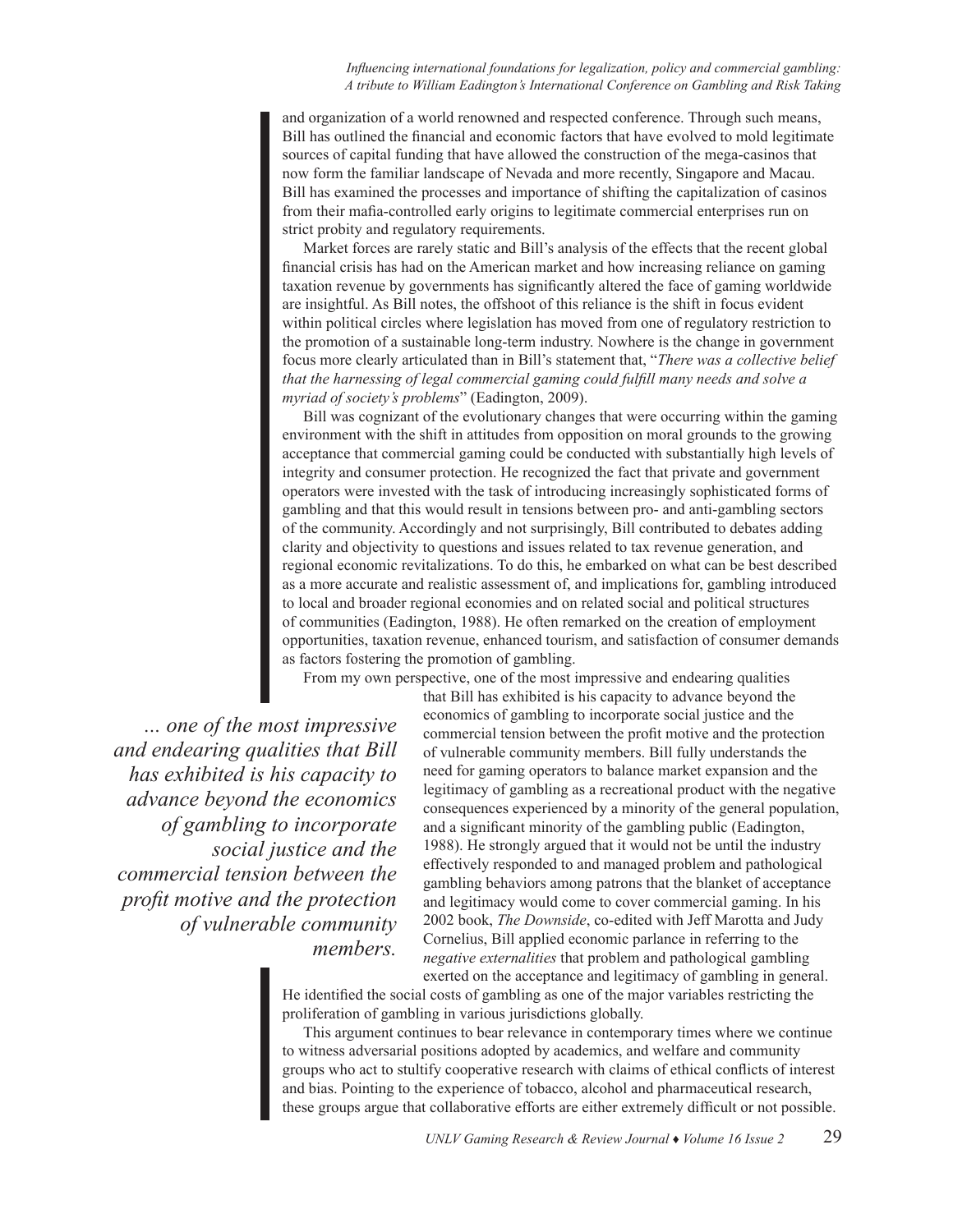and organization of a world renowned and respected conference. Through such means, Bill has outlined the financial and economic factors that have evolved to mold legitimate sources of capital funding that have allowed the construction of the mega-casinos that now form the familiar landscape of Nevada and more recently, Singapore and Macau. Bill has examined the processes and importance of shifting the capitalization of casinos from their mafia-controlled early origins to legitimate commercial enterprises run on strict probity and regulatory requirements.

Market forces are rarely static and Bill's analysis of the effects that the recent global financial crisis has had on the American market and how increasing reliance on gaming taxation revenue by governments has significantly altered the face of gaming worldwide are insightful. As Bill notes, the offshoot of this reliance is the shift in focus evident within political circles where legislation has moved from one of regulatory restriction to the promotion of a sustainable long-term industry. Nowhere is the change in government focus more clearly articulated than in Bill's statement that, "*There was a collective belief that the harnessing of legal commercial gaming could fulfill many needs and solve a myriad of society's problems*" (Eadington, 2009).

Bill was cognizant of the evolutionary changes that were occurring within the gaming environment with the shift in attitudes from opposition on moral grounds to the growing acceptance that commercial gaming could be conducted with substantially high levels of integrity and consumer protection. He recognized the fact that private and government operators were invested with the task of introducing increasingly sophisticated forms of gambling and that this would result in tensions between pro- and anti-gambling sectors of the community. Accordingly and not surprisingly, Bill contributed to debates adding clarity and objectivity to questions and issues related to tax revenue generation, and regional economic revitalizations. To do this, he embarked on what can be best described as a more accurate and realistic assessment of, and implications for, gambling introduced to local and broader regional economies and on related social and political structures of communities (Eadington, 1988). He often remarked on the creation of employment opportunities, taxation revenue, enhanced tourism, and satisfaction of consumer demands as factors fostering the promotion of gambling.

From my own perspective, one of the most impressive and endearing qualities that Bill has exhibited is his capacity to advance beyond the economics of gambling to incorporate social justice and the commercial tension between the profit motive and the protection of vulnerable community members. Bill fully understands the need for gaming operators to balance market expansion and the legitimacy of gambling as a recreational product with the negative consequences experienced by a minority of the general population, and a significant minority of the gambling public (Eadington, 1988). He strongly argued that it would not be until the industry effectively responded to and managed problem and pathological gambling behaviors among patrons that the blanket of acceptance and legitimacy would come to cover commercial gaming. In his 2002 book, *The Downside*, co-edited with Jeff Marotta and Judy Cornelius, Bill applied economic parlance in referring to the *negative externalities* that problem and pathological gambling exerted on the acceptance and legitimacy of gambling in general. He identified the social costs of gambling as one of the major variables restricting the proliferation of gambling in various jurisdictions globally.

*... one of the most impressive and endearing qualities that Bill has exhibited is his capacity to advance beyond the economics of gambling to incorporate social justice and the commercial tension between the profit motive and the protection of vulnerable community members.*

This argument continues to bear relevance in contemporary times where we continue to witness adversarial positions adopted by academics, and welfare and community groups who act to stultify cooperative research with claims of ethical conflicts of interest and bias. Pointing to the experience of tobacco, alcohol and pharmaceutical research, these groups argue that collaborative efforts are either extremely difficult or not possible.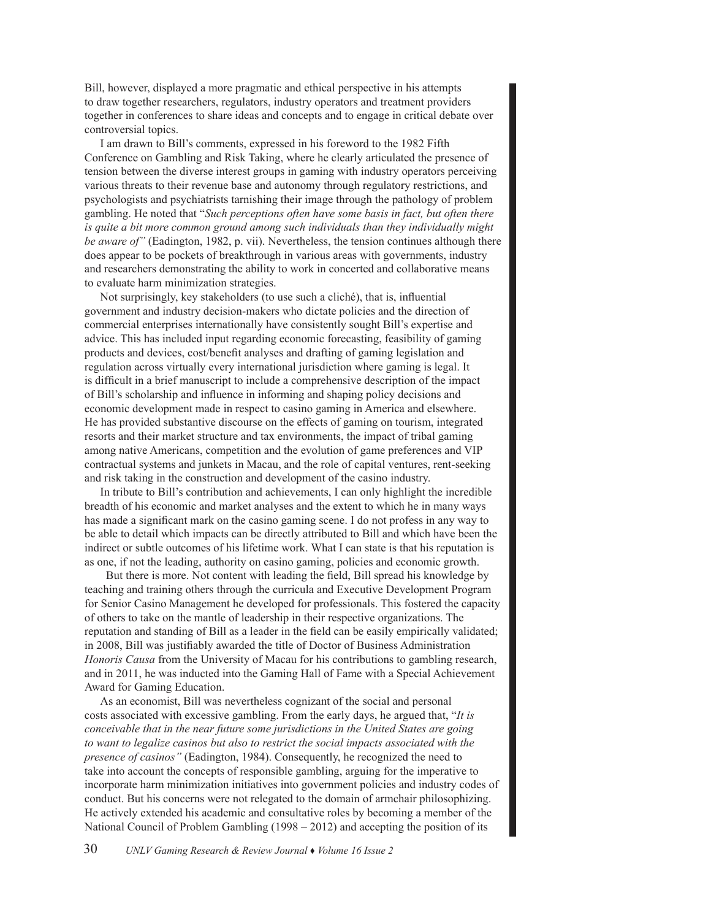Bill, however, displayed a more pragmatic and ethical perspective in his attempts to draw together researchers, regulators, industry operators and treatment providers together in conferences to share ideas and concepts and to engage in critical debate over controversial topics.

I am drawn to Bill's comments, expressed in his foreword to the 1982 Fifth Conference on Gambling and Risk Taking, where he clearly articulated the presence of tension between the diverse interest groups in gaming with industry operators perceiving various threats to their revenue base and autonomy through regulatory restrictions, and psychologists and psychiatrists tarnishing their image through the pathology of problem gambling. He noted that "*Such perceptions often have some basis in fact, but often there is quite a bit more common ground among such individuals than they individually might be aware of"* (Eadington, 1982, p. vii). Nevertheless, the tension continues although there does appear to be pockets of breakthrough in various areas with governments, industry and researchers demonstrating the ability to work in concerted and collaborative means to evaluate harm minimization strategies.

Not surprisingly, key stakeholders (to use such a cliché), that is, influential government and industry decision-makers who dictate policies and the direction of commercial enterprises internationally have consistently sought Bill's expertise and advice. This has included input regarding economic forecasting, feasibility of gaming products and devices, cost/benefit analyses and drafting of gaming legislation and regulation across virtually every international jurisdiction where gaming is legal. It is difficult in a brief manuscript to include a comprehensive description of the impact of Bill's scholarship and influence in informing and shaping policy decisions and economic development made in respect to casino gaming in America and elsewhere. He has provided substantive discourse on the effects of gaming on tourism, integrated resorts and their market structure and tax environments, the impact of tribal gaming among native Americans, competition and the evolution of game preferences and VIP contractual systems and junkets in Macau, and the role of capital ventures, rent-seeking and risk taking in the construction and development of the casino industry.

In tribute to Bill's contribution and achievements, I can only highlight the incredible breadth of his economic and market analyses and the extent to which he in many ways has made a significant mark on the casino gaming scene. I do not profess in any way to be able to detail which impacts can be directly attributed to Bill and which have been the indirect or subtle outcomes of his lifetime work. What I can state is that his reputation is as one, if not the leading, authority on casino gaming, policies and economic growth.

But there is more. Not content with leading the field, Bill spread his knowledge by teaching and training others through the curricula and Executive Development Program for Senior Casino Management he developed for professionals. This fostered the capacity of others to take on the mantle of leadership in their respective organizations. The reputation and standing of Bill as a leader in the field can be easily empirically validated; in 2008, Bill was justifiably awarded the title of Doctor of Business Administration *Honoris Causa* from the University of Macau for his contributions to gambling research, and in 2011, he was inducted into the Gaming Hall of Fame with a Special Achievement Award for Gaming Education.

As an economist, Bill was nevertheless cognizant of the social and personal costs associated with excessive gambling. From the early days, he argued that, "*It is conceivable that in the near future some jurisdictions in the United States are going to want to legalize casinos but also to restrict the social impacts associated with the presence of casinos"* (Eadington, 1984). Consequently, he recognized the need to take into account the concepts of responsible gambling, arguing for the imperative to incorporate harm minimization initiatives into government policies and industry codes of conduct. But his concerns were not relegated to the domain of armchair philosophizing. He actively extended his academic and consultative roles by becoming a member of the National Council of Problem Gambling (1998 – 2012) and accepting the position of its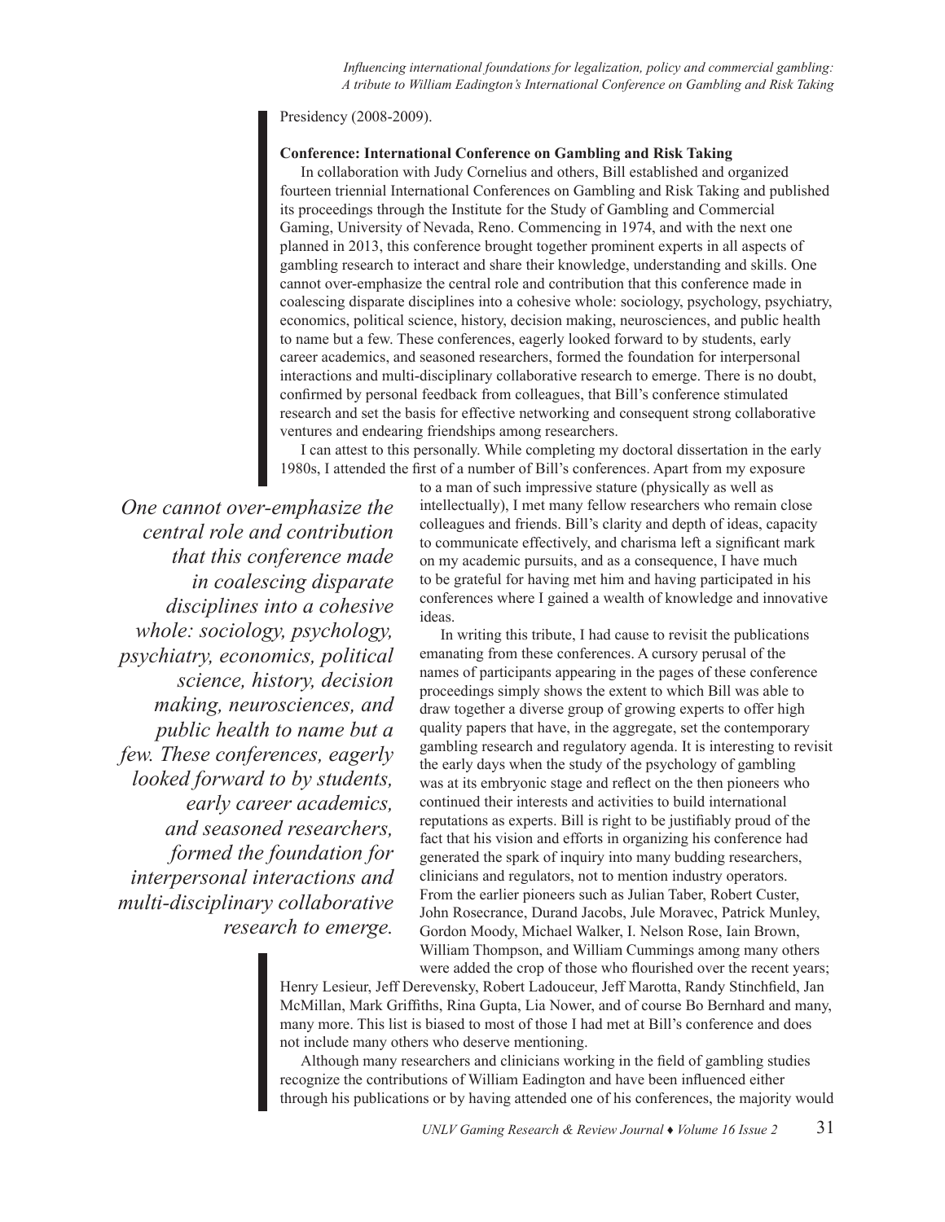Presidency (2008-2009).

**Conference: International Conference on Gambling and Risk Taking**

In collaboration with Judy Cornelius and others, Bill established and organized fourteen triennial International Conferences on Gambling and Risk Taking and published its proceedings through the Institute for the Study of Gambling and Commercial Gaming, University of Nevada, Reno. Commencing in 1974, and with the next one planned in 2013, this conference brought together prominent experts in all aspects of gambling research to interact and share their knowledge, understanding and skills. One cannot over-emphasize the central role and contribution that this conference made in coalescing disparate disciplines into a cohesive whole: sociology, psychology, psychiatry, economics, political science, history, decision making, neurosciences, and public health to name but a few. These conferences, eagerly looked forward to by students, early career academics, and seasoned researchers, formed the foundation for interpersonal interactions and multi-disciplinary collaborative research to emerge. There is no doubt, confirmed by personal feedback from colleagues, that Bill's conference stimulated research and set the basis for effective networking and consequent strong collaborative ventures and endearing friendships among researchers.

I can attest to this personally. While completing my doctoral dissertation in the early 1980s, I attended the first of a number of Bill's conferences. Apart from my exposure to a man of such impressive stature (physically as well as intellectually), I met many fellow researchers who remain close colleagues and friends. Bill's clarity and depth of ideas, capacity to communicate effectively, and charisma left a significant mark on my academic pursuits, and as a consequence, I have much to be grateful for having met him and having participated in his conferences where I gained a wealth of knowledge and innovative ideas.

*One cannot over-emphasize the central role and contribution that this conference made in coalescing disparate disciplines into a cohesive whole: sociology, psychology, psychiatry, economics, political science, history, decision making, neurosciences, and public health to name but a few. These conferences, eagerly looked forward to by students, early career academics, and seasoned researchers, formed the foundation for interpersonal interactions and multi-disciplinary collaborative research to emerge.*

In writing this tribute, I had cause to revisit the publications emanating from these conferences. A cursory perusal of the names of participants appearing in the pages of these conference proceedings simply shows the extent to which Bill was able to draw together a diverse group of growing experts to offer high quality papers that have, in the aggregate, set the contemporary gambling research and regulatory agenda. It is interesting to revisit the early days when the study of the psychology of gambling was at its embryonic stage and reflect on the then pioneers who continued their interests and activities to build international reputations as experts. Bill is right to be justifiably proud of the fact that his vision and efforts in organizing his conference had generated the spark of inquiry into many budding researchers, clinicians and regulators, not to mention industry operators. From the earlier pioneers such as Julian Taber, Robert Custer, John Rosecrance, Durand Jacobs, Jule Moravec, Patrick Munley, Gordon Moody, Michael Walker, I. Nelson Rose, Iain Brown, William Thompson, and William Cummings among many others were added the crop of those who flourished over the recent years; Henry Lesieur, Jeff Derevensky, Robert Ladouceur, Jeff Marotta, Randy Stinchfield, Jan McMillan, Mark Griffiths, Rina Gupta, Lia Nower, and of course Bo Bernhard and many, many more. This list is biased to most of those I had met at Bill's conference and does not include many others who deserve mentioning.

Although many researchers and clinicians working in the field of gambling studies recognize the contributions of William Eadington and have been influenced either through his publications or by having attended one of his conferences, the majority would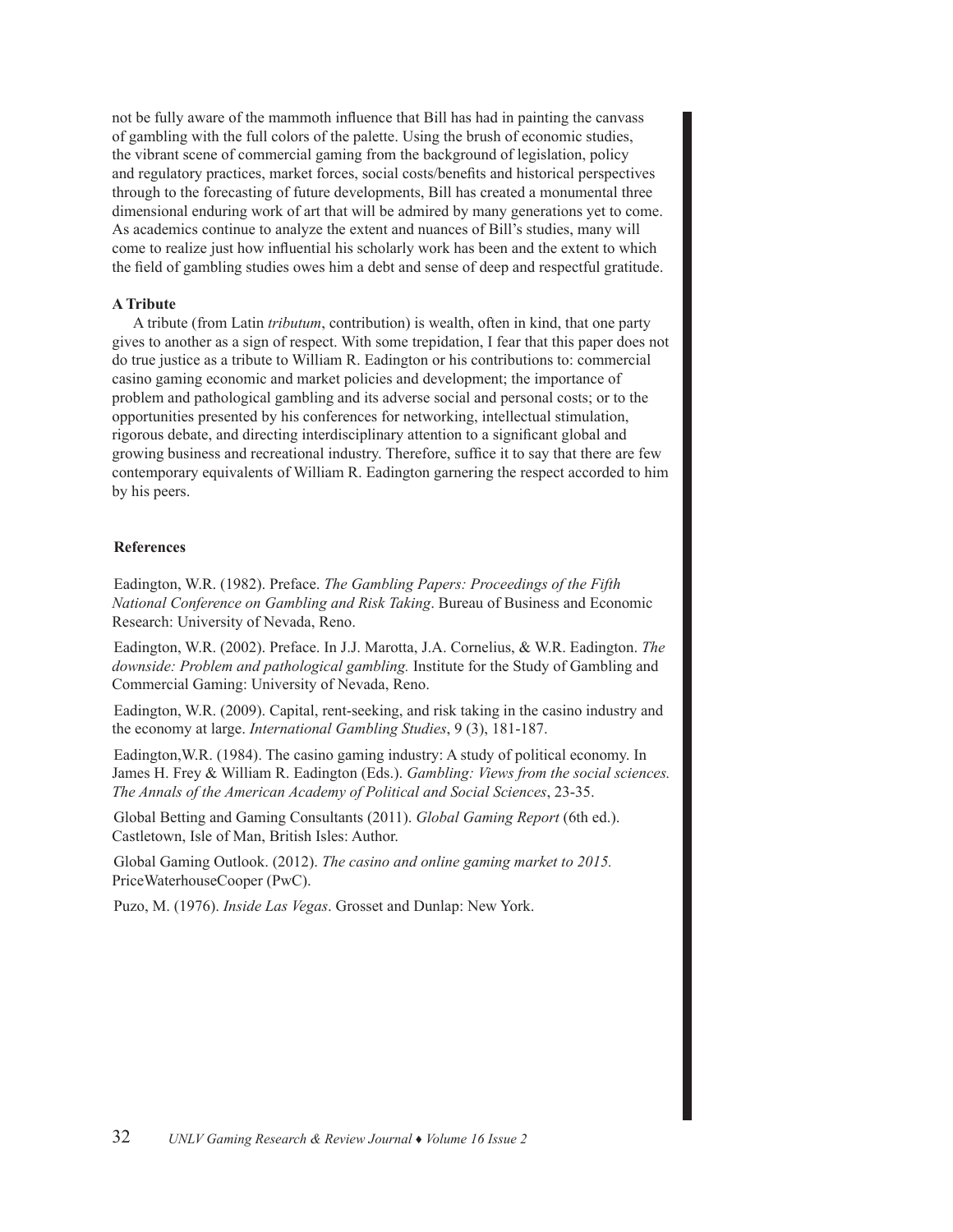not be fully aware of the mammoth influence that Bill has had in painting the canvass of gambling with the full colors of the palette. Using the brush of economic studies, the vibrant scene of commercial gaming from the background of legislation, policy and regulatory practices, market forces, social costs/benefits and historical perspectives through to the forecasting of future developments, Bill has created a monumental three dimensional enduring work of art that will be admired by many generations yet to come. As academics continue to analyze the extent and nuances of Bill's studies, many will come to realize just how influential his scholarly work has been and the extent to which the field of gambling studies owes him a debt and sense of deep and respectful gratitude.

**A Tribute**

A tribute (from Latin *tributum*, contribution) is wealth, often in kind, that one party gives to another as a sign of respect. With some trepidation, I fear that this paper does not do true justice as a tribute to William R. Eadington or his contributions to: commercial casino gaming economic and market policies and development; the importance of problem and pathological gambling and its adverse social and personal costs; or to the opportunities presented by his conferences for networking, intellectual stimulation, rigorous debate, and directing interdisciplinary attention to a significant global and growing business and recreational industry. Therefore, suffice it to say that there are few contemporary equivalents of William R. Eadington garnering the respect accorded to him by his peers.

**References**

Eadington, W.R. (1982). Preface. *The Gambling Papers: Proceedings of the Fifth National Conference on Gambling and Risk Taking*. Bureau of Business and Economic Research: University of Nevada, Reno.

Eadington, W.R. (2002). Preface. In J.J. Marotta, J.A. Cornelius, & W.R. Eadington. *The downside: Problem and pathological gambling.* Institute for the Study of Gambling and Commercial Gaming: University of Nevada, Reno.

Eadington, W.R. (2009). Capital, rent-seeking, and risk taking in the casino industry and the economy at large. *International Gambling Studies*, 9 (3), 181-187.

Eadington,W.R. (1984). The casino gaming industry: A study of political economy. In James H. Frey & William R. Eadington (Eds.). *Gambling: Views from the social sciences. The Annals of the American Academy of Political and Social Sciences*, 23-35.

Global Betting and Gaming Consultants (2011). *Global Gaming Report* (6th ed.). Castletown, Isle of Man, British Isles: Author.

Global Gaming Outlook. (2012). *The casino and online gaming market to 2015.* PriceWaterhouseCooper (PwC).

Puzo, M. (1976). *Inside Las Vegas*. Grosset and Dunlap: New York.